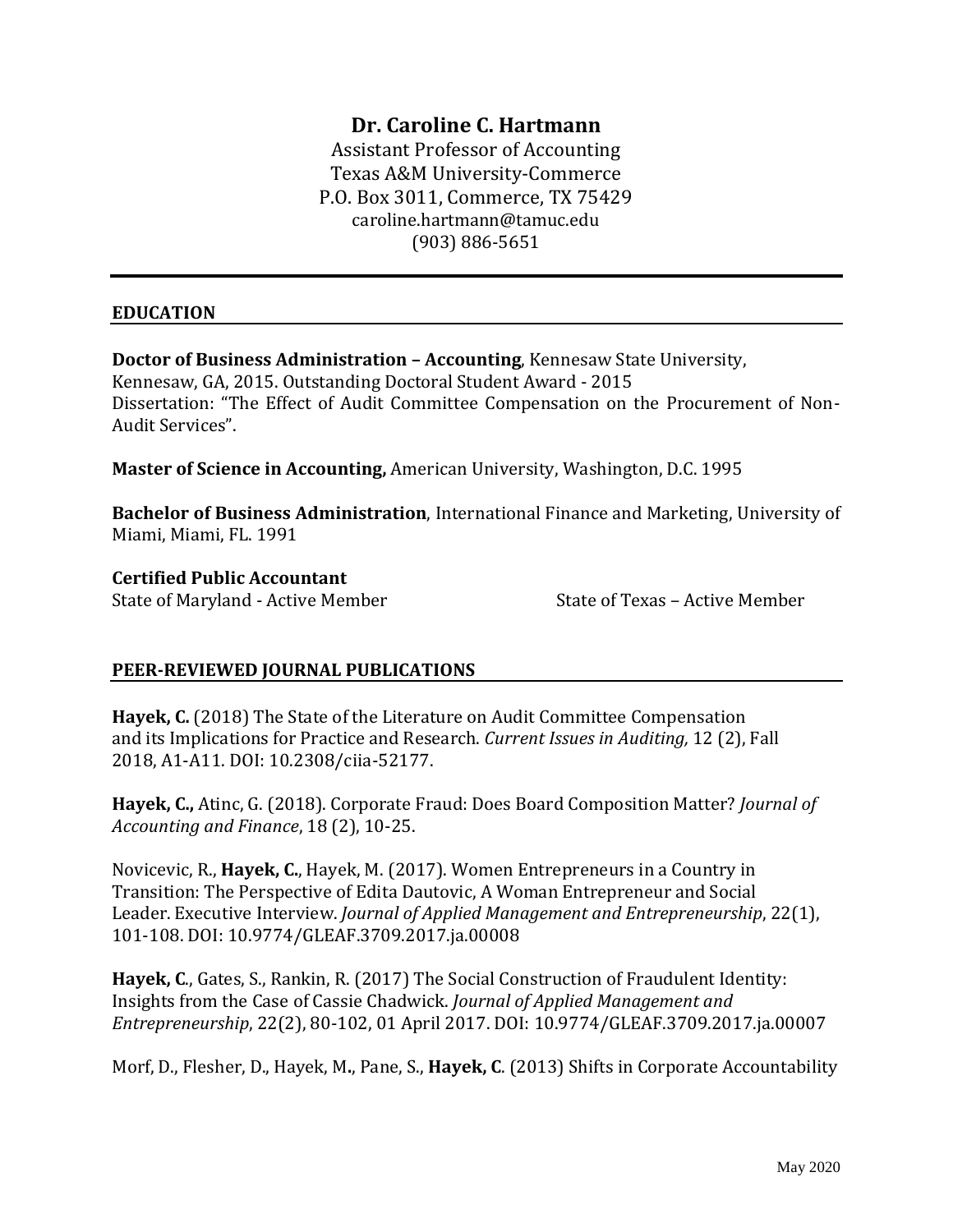# Dr. Caroline C. Hartmann

Assistant Professor of Accounting
Texas A&M University-Commerce
P.O. Box 3011, Commerce, TX 75429
caroline.hartmann@tamuc.edu
(903) 886-5651

## EDUCATION

**Doctor of Business Administration – Accounting**, Kennesaw State University, Kennesaw, GA, 2015. Outstanding Doctoral Student Award - 2015
Dissertation: "The Effect of Audit Committee Compensation on the Procurement of Non-Audit Services".

**Master of Science in Accounting,** American University, Washington, D.C. 1995

**Bachelor of Business Administration**, International Finance and Marketing, University of Miami, Miami, FL. 1991

**Certified Public Accountant**
State of Maryland - Active Member
State of Texas – Active Member

## PEER-REVIEWED JOURNAL PUBLICATIONS

**Hayek, C.** (2018) The State of the Literature on Audit Committee Compensation and its Implications for Practice and Research. *Current Issues in Auditing,* 12 (2), Fall 2018, A1-A11. DOI: 10.2308/ciia-52177.

**Hayek, C.,** Atinc, G. (2018). Corporate Fraud: Does Board Composition Matter? *Journal of Accounting and Finance*, 18 (2), 10-25.

Novicevic, R., **Hayek, C.**, Hayek, M. (2017). Women Entrepreneurs in a Country in Transition: The Perspective of Edita Dautovic, A Woman Entrepreneur and Social Leader. Executive Interview. *Journal of Applied Management and Entrepreneurship*, 22(1), 101-108. DOI: 10.9774/GLEAF.3709.2017.ja.00008

**Hayek, C**., Gates, S., Rankin, R. (2017) The Social Construction of Fraudulent Identity: Insights from the Case of Cassie Chadwick. *Journal of Applied Management and Entrepreneurship*, 22(2), 80-102, 01 April 2017. DOI: 10.9774/GLEAF.3709.2017.ja.00007

Morf, D., Flesher, D., Hayek, M**.**, Pane, S., **Hayek, C**. (2013) Shifts in Corporate Accountability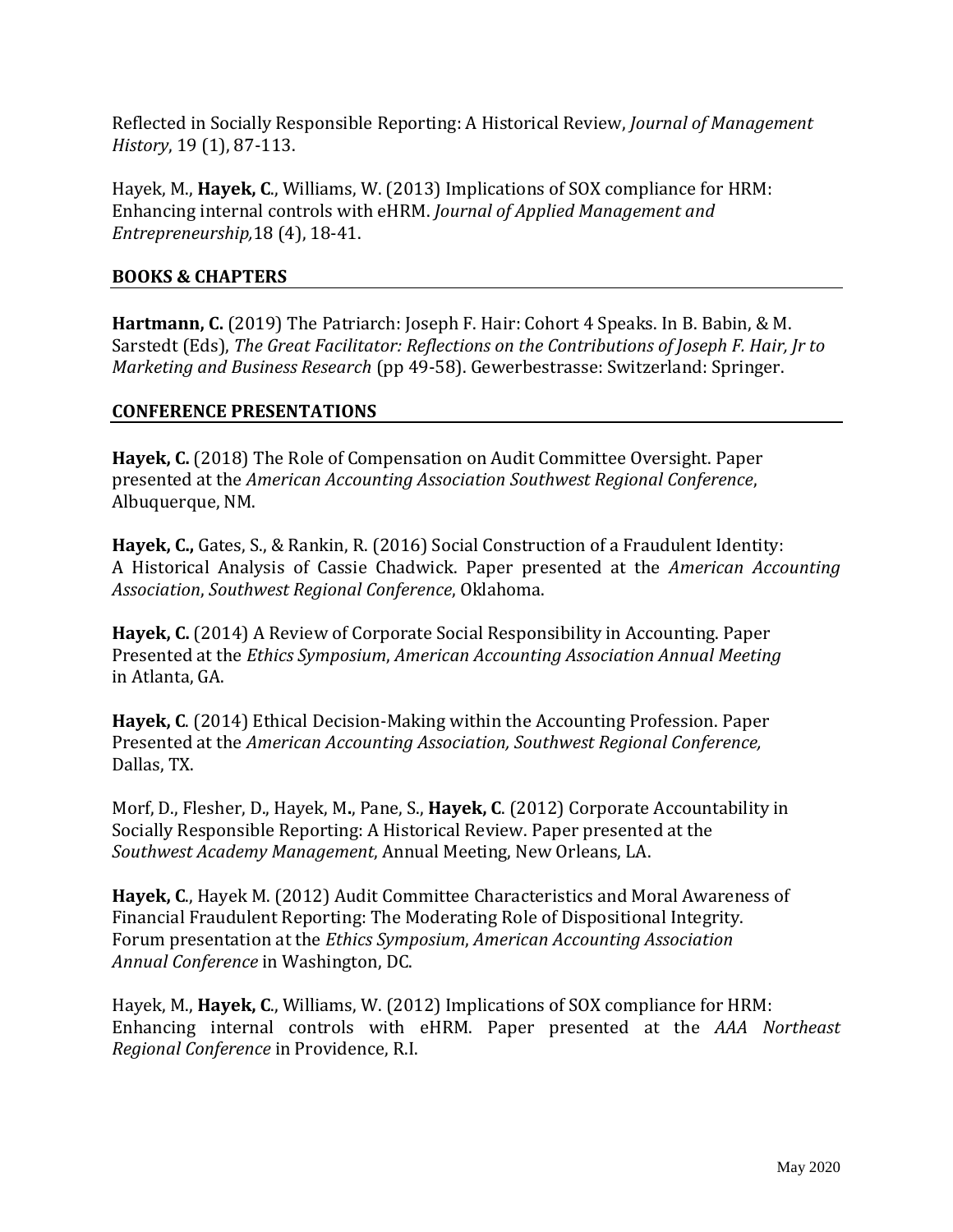Reflected in Socially Responsible Reporting: A Historical Review, *Journal of Management History*, 19 (1), 87-113.

Hayek, M., **Hayek, C**., Williams, W. (2013) Implications of SOX compliance for HRM: Enhancing internal controls with eHRM. *Journal of Applied Management and Entrepreneurship,*18 (4), 18-41.

## BOOKS & CHAPTERS

**Hartmann, C.** (2019) The Patriarch: Joseph F. Hair: Cohort 4 Speaks. In B. Babin, & M. Sarstedt (Eds), *The Great Facilitator: Reflections on the Contributions of Joseph F. Hair, Jr to Marketing and Business Research* (pp 49-58). Gewerbestrasse: Switzerland: Springer.

## CONFERENCE PRESENTATIONS

**Hayek, C.** (2018) The Role of Compensation on Audit Committee Oversight. Paper presented at the *American Accounting Association Southwest Regional Conference*, Albuquerque, NM.

**Hayek, C.,** Gates, S., & Rankin, R. (2016) Social Construction of a Fraudulent Identity: A Historical Analysis of Cassie Chadwick. Paper presented at the *American Accounting Association*, *Southwest Regional Conference*, Oklahoma.

**Hayek, C.** (2014) A Review of Corporate Social Responsibility in Accounting. Paper Presented at the *Ethics Symposium*, *American Accounting Association Annual Meeting* in Atlanta, GA.

**Hayek, C**. (2014) Ethical Decision-Making within the Accounting Profession. Paper Presented at the *American Accounting Association, Southwest Regional Conference,* Dallas, TX.

Morf, D., Flesher, D., Hayek, M**.**, Pane, S., **Hayek, C**. (2012) Corporate Accountability in Socially Responsible Reporting: A Historical Review. Paper presented at the *Southwest Academy Management*, Annual Meeting, New Orleans, LA.

**Hayek, C**., Hayek M. (2012) Audit Committee Characteristics and Moral Awareness of Financial Fraudulent Reporting: The Moderating Role of Dispositional Integrity. Forum presentation at the *Ethics Symposium*, *American Accounting Association Annual Conference* in Washington, DC.

Hayek, M., **Hayek, C**., Williams, W. (2012) Implications of SOX compliance for HRM: Enhancing internal controls with eHRM. Paper presented at the *AAA Northeast Regional Conference* in Providence, R.I.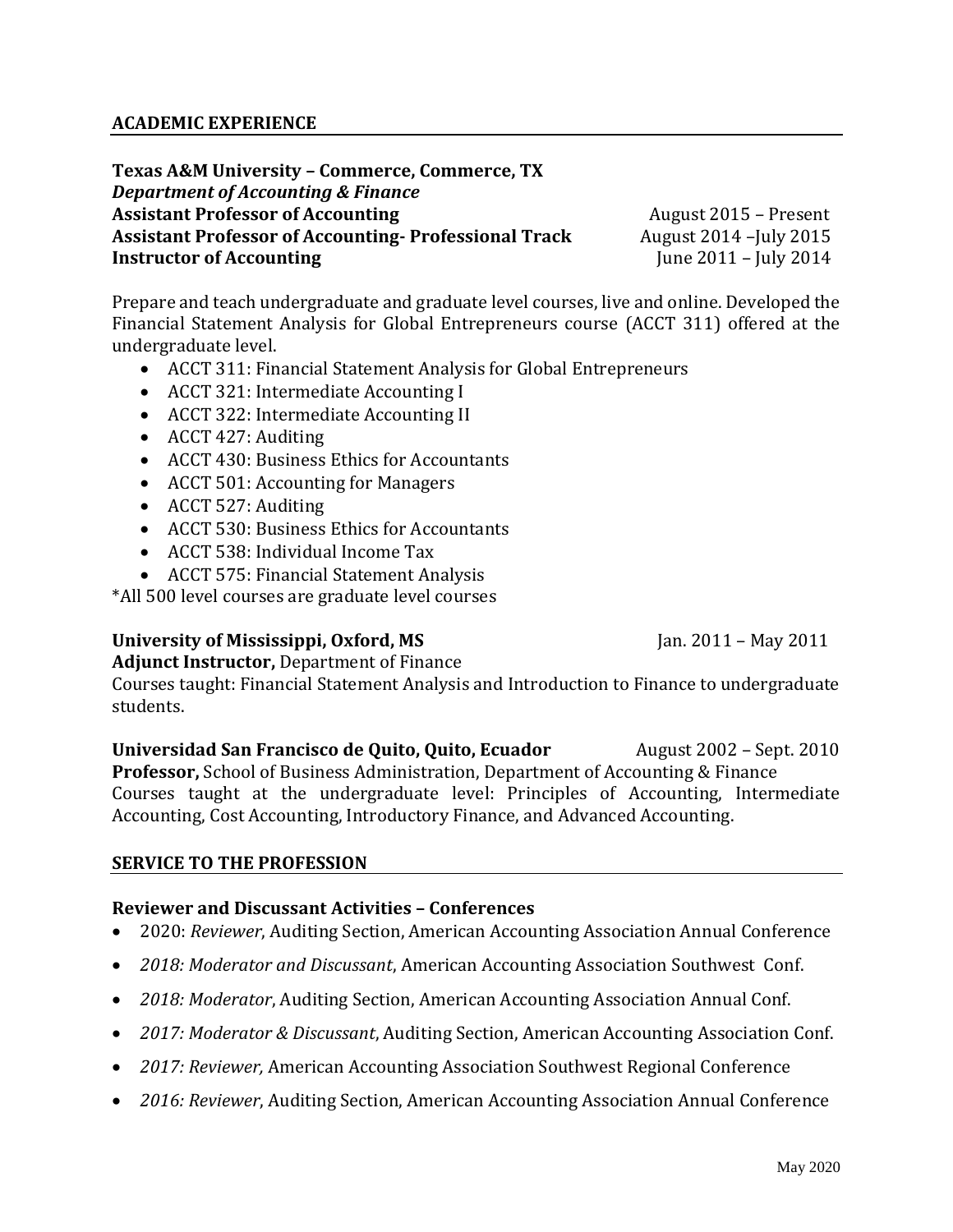## ACADEMIC EXPERIENCE

**Texas A&M University – Commerce, Commerce, TX**
***Department of Accounting & Finance***
**Assistant Professor of Accounting** August 2015 – Present
**Assistant Professor of Accounting- Professional Track** August 2014 –July 2015
**Instructor of Accounting** June 2011 – July 2014

Prepare and teach undergraduate and graduate level courses, live and online. Developed the Financial Statement Analysis for Global Entrepreneurs course (ACCT 311) offered at the undergraduate level.

- ACCT 311: Financial Statement Analysis for Global Entrepreneurs
- ACCT 321: Intermediate Accounting I
- ACCT 322: Intermediate Accounting II
- ACCT 427: Auditing
- ACCT 430: Business Ethics for Accountants
- ACCT 501: Accounting for Managers
- ACCT 527: Auditing
- ACCT 530: Business Ethics for Accountants
- ACCT 538: Individual Income Tax
- ACCT 575: Financial Statement Analysis

*All 500 level courses are graduate level courses

**University of Mississippi, Oxford, MS** Jan. 2011 – May 2011
**Adjunct Instructor,** Department of Finance
Courses taught: Financial Statement Analysis and Introduction to Finance to undergraduate students.

**Universidad San Francisco de Quito, Quito, Ecuador** August 2002 – Sept. 2010
**Professor,** School of Business Administration, Department of Accounting & Finance
Courses taught at the undergraduate level: Principles of Accounting, Intermediate Accounting, Cost Accounting, Introductory Finance, and Advanced Accounting.

## SERVICE TO THE PROFESSION

### Reviewer and Discussant Activities – Conferences

- 2020: *Reviewer*, Auditing Section, American Accounting Association Annual Conference
- *2018: Moderator and Discussant*, American Accounting Association Southwest Conf.
- *2018: Moderator*, Auditing Section, American Accounting Association Annual Conf.
- *2017: Moderator & Discussant*, Auditing Section, American Accounting Association Conf.
- *2017: Reviewer,* American Accounting Association Southwest Regional Conference
- *2016: Reviewer*, Auditing Section, American Accounting Association Annual Conference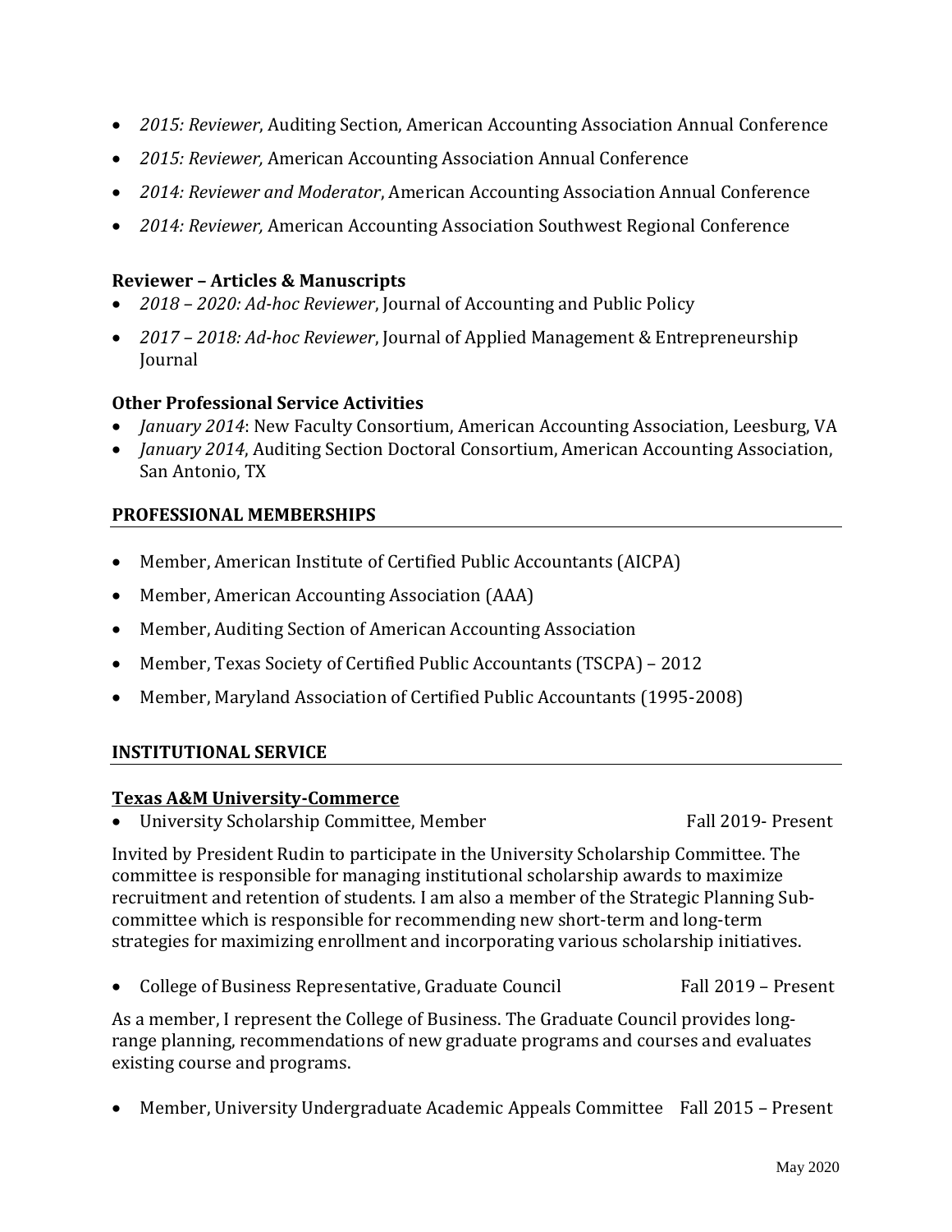- *2015: Reviewer*, Auditing Section, American Accounting Association Annual Conference
- *2015: Reviewer,* American Accounting Association Annual Conference
- *2014: Reviewer and Moderator*, American Accounting Association Annual Conference
- *2014: Reviewer,* American Accounting Association Southwest Regional Conference

**Reviewer – Articles & Manuscripts**

- *2018 – 2020: Ad-hoc Reviewer*, Journal of Accounting and Public Policy
- *2017 – 2018: Ad-hoc Reviewer*, Journal of Applied Management & Entrepreneurship Journal

**Other Professional Service Activities**

- *January 2014*: New Faculty Consortium, American Accounting Association, Leesburg, VA
- *January 2014*, Auditing Section Doctoral Consortium, American Accounting Association, San Antonio, TX

## PROFESSIONAL MEMBERSHIPS

- Member, American Institute of Certified Public Accountants (AICPA)
- Member, American Accounting Association (AAA)
- Member, Auditing Section of American Accounting Association
- Member, Texas Society of Certified Public Accountants (TSCPA) – 2012
- Member, Maryland Association of Certified Public Accountants (1995-2008)

## INSTITUTIONAL SERVICE

**Texas A&M University-Commerce**

- University Scholarship Committee, Member — Fall 2019- Present

Invited by President Rudin to participate in the University Scholarship Committee. The committee is responsible for managing institutional scholarship awards to maximize recruitment and retention of students. I am also a member of the Strategic Planning Sub-committee which is responsible for recommending new short-term and long-term strategies for maximizing enrollment and incorporating various scholarship initiatives.

- College of Business Representative, Graduate Council — Fall 2019 – Present

As a member, I represent the College of Business. The Graduate Council provides long-range planning, recommendations of new graduate programs and courses and evaluates existing course and programs.

- Member, University Undergraduate Academic Appeals Committee — Fall 2015 – Present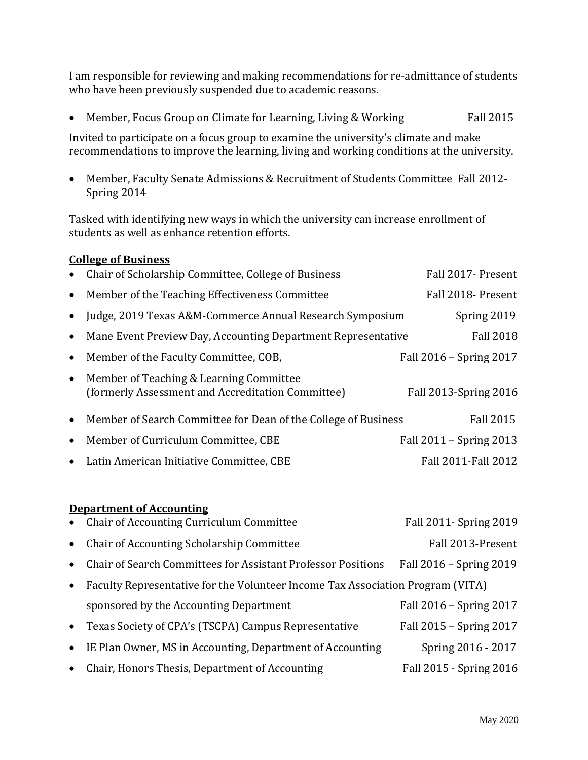I am responsible for reviewing and making recommendations for re-admittance of students who have been previously suspended due to academic reasons.

- Member, Focus Group on Climate for Learning, Living & Working — Fall 2015

Invited to participate on a focus group to examine the university's climate and make recommendations to improve the learning, living and working conditions at the university.

- Member, Faculty Senate Admissions & Recruitment of Students Committee — Fall 2012-Spring 2014

Tasked with identifying new ways in which the university can increase enrollment of students as well as enhance retention efforts.

**College of Business**

- Chair of Scholarship Committee, College of Business — Fall 2017- Present
- Member of the Teaching Effectiveness Committee — Fall 2018- Present
- Judge, 2019 Texas A&M-Commerce Annual Research Symposium — Spring 2019
- Mane Event Preview Day, Accounting Department Representative — Fall 2018
- Member of the Faculty Committee, COB, — Fall 2016 – Spring 2017
- Member of Teaching & Learning Committee (formerly Assessment and Accreditation Committee) — Fall 2013-Spring 2016
- Member of Search Committee for Dean of the College of Business — Fall 2015
- Member of Curriculum Committee, CBE — Fall 2011 – Spring 2013
- Latin American Initiative Committee, CBE — Fall 2011-Fall 2012

**Department of Accounting**

- Chair of Accounting Curriculum Committee — Fall 2011- Spring 2019
- Chair of Accounting Scholarship Committee — Fall 2013-Present
- Chair of Search Committees for Assistant Professor Positions — Fall 2016 – Spring 2019
- Faculty Representative for the Volunteer Income Tax Association Program (VITA) sponsored by the Accounting Department — Fall 2016 – Spring 2017
- Texas Society of CPA's (TSCPA) Campus Representative — Fall 2015 – Spring 2017
- IE Plan Owner, MS in Accounting, Department of Accounting — Spring 2016 - 2017
- Chair, Honors Thesis, Department of Accounting — Fall 2015 - Spring 2016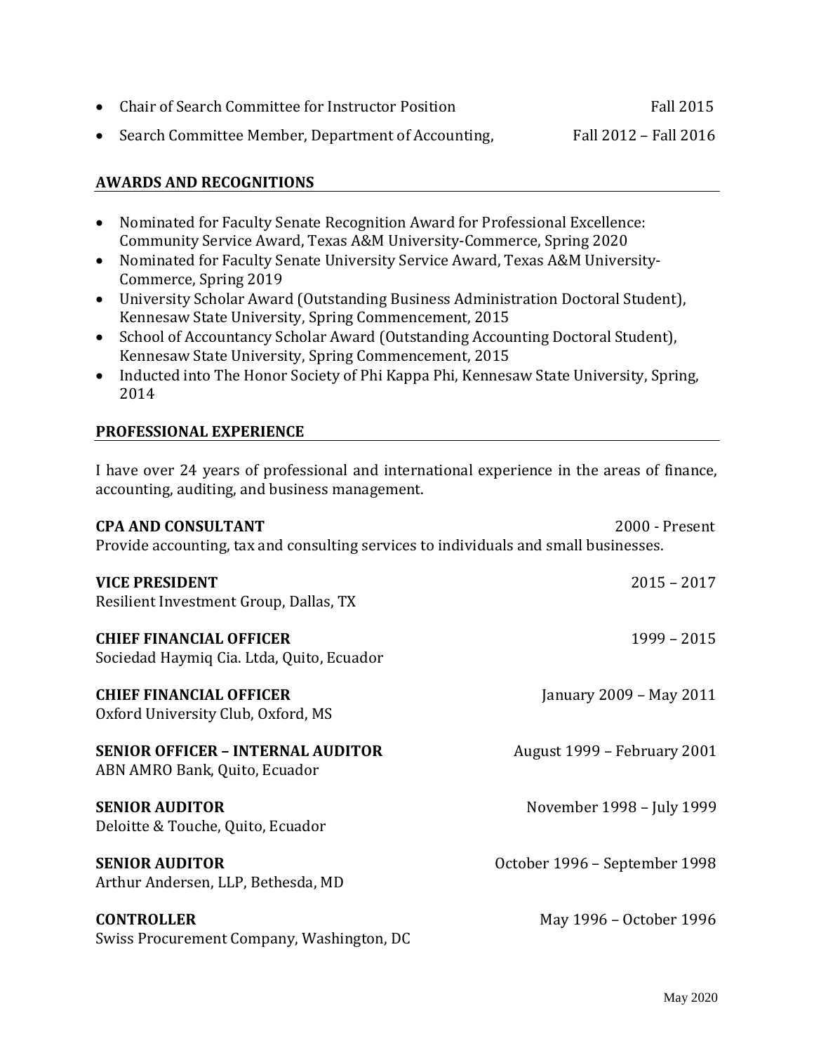- Chair of Search Committee for Instructor Position — Fall 2015
- Search Committee Member, Department of Accounting, — Fall 2012 – Fall 2016

## AWARDS AND RECOGNITIONS

- Nominated for Faculty Senate Recognition Award for Professional Excellence: Community Service Award, Texas A&M University-Commerce, Spring 2020
- Nominated for Faculty Senate University Service Award, Texas A&M University-Commerce, Spring 2019
- University Scholar Award (Outstanding Business Administration Doctoral Student), Kennesaw State University, Spring Commencement, 2015
- School of Accountancy Scholar Award (Outstanding Accounting Doctoral Student), Kennesaw State University, Spring Commencement, 2015
- Inducted into The Honor Society of Phi Kappa Phi, Kennesaw State University, Spring, 2014

## PROFESSIONAL EXPERIENCE

I have over 24 years of professional and international experience in the areas of finance, accounting, auditing, and business management.

**CPA AND CONSULTANT** — 2000 - Present
Provide accounting, tax and consulting services to individuals and small businesses.

**VICE PRESIDENT** — 2015 – 2017
Resilient Investment Group, Dallas, TX

**CHIEF FINANCIAL OFFICER** — 1999 – 2015
Sociedad Haymiq Cia. Ltda, Quito, Ecuador

**CHIEF FINANCIAL OFFICER** — January 2009 – May 2011
Oxford University Club, Oxford, MS

**SENIOR OFFICER – INTERNAL AUDITOR** — August 1999 – February 2001
ABN AMRO Bank, Quito, Ecuador

**SENIOR AUDITOR** — November 1998 – July 1999
Deloitte & Touche, Quito, Ecuador

**SENIOR AUDITOR** — October 1996 – September 1998
Arthur Andersen, LLP, Bethesda, MD

**CONTROLLER** — May 1996 – October 1996
Swiss Procurement Company, Washington, DC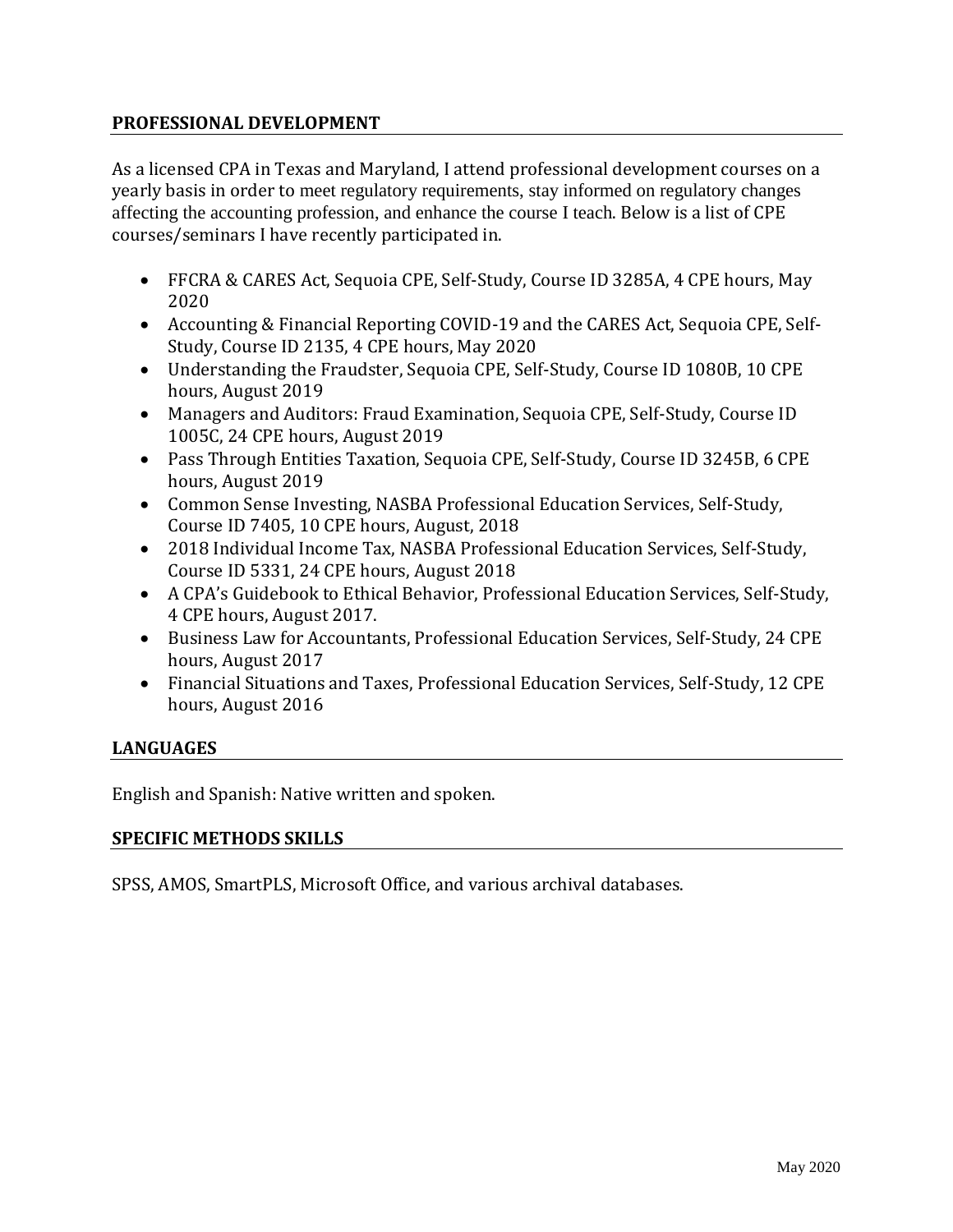## PROFESSIONAL DEVELOPMENT

As a licensed CPA in Texas and Maryland, I attend professional development courses on a yearly basis in order to meet regulatory requirements, stay informed on regulatory changes affecting the accounting profession, and enhance the course I teach. Below is a list of CPE courses/seminars I have recently participated in.

- FFCRA & CARES Act, Sequoia CPE, Self-Study, Course ID 3285A, 4 CPE hours, May 2020
- Accounting & Financial Reporting COVID-19 and the CARES Act, Sequoia CPE, Self-Study, Course ID 2135, 4 CPE hours, May 2020
- Understanding the Fraudster, Sequoia CPE, Self-Study, Course ID 1080B, 10 CPE hours, August 2019
- Managers and Auditors: Fraud Examination, Sequoia CPE, Self-Study, Course ID 1005C, 24 CPE hours, August 2019
- Pass Through Entities Taxation, Sequoia CPE, Self-Study, Course ID 3245B, 6 CPE hours, August 2019
- Common Sense Investing, NASBA Professional Education Services, Self-Study, Course ID 7405, 10 CPE hours, August, 2018
- 2018 Individual Income Tax, NASBA Professional Education Services, Self-Study, Course ID 5331, 24 CPE hours, August 2018
- A CPA's Guidebook to Ethical Behavior, Professional Education Services, Self-Study, 4 CPE hours, August 2017.
- Business Law for Accountants, Professional Education Services, Self-Study, 24 CPE hours, August 2017
- Financial Situations and Taxes, Professional Education Services, Self-Study, 12 CPE hours, August 2016

## LANGUAGES

English and Spanish: Native written and spoken.

## SPECIFIC METHODS SKILLS

SPSS, AMOS, SmartPLS, Microsoft Office, and various archival databases.